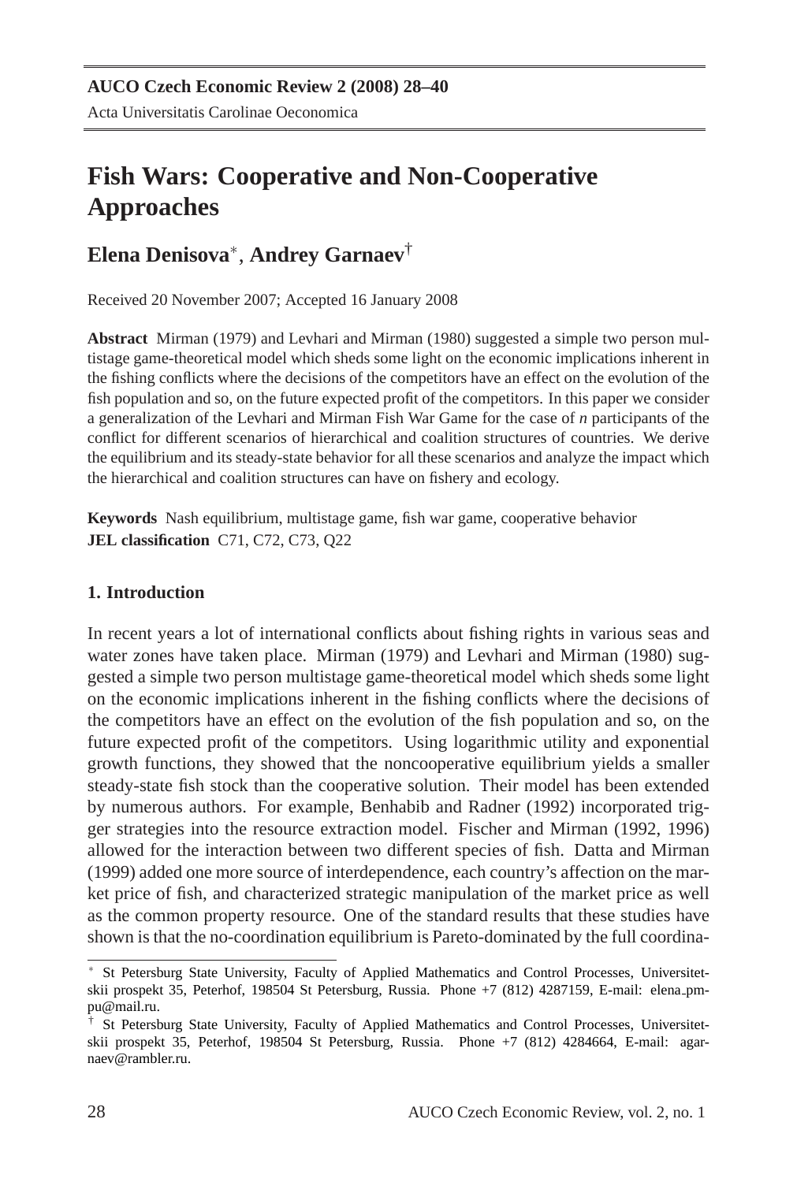# Fish Wars: Cooperative and Non-Cooperative Approaches

## Elena Denisova[*], Andrey Garnaev[†]

Received 20 November 2007; Accepted 16 January 2008

**Abstract** Mirman (1979) and Levhari and Mirman (1980) suggested a simple two person multistage game-theoretical model which sheds some light on the economic implications inherent in the fishing conflicts where the decisions of the competitors have an effect on the evolution of the fish population and so, on the future expected profit of the competitors. In this paper we consider a generalization of the Levhari and Mirman Fish War Game for the case of *n* participants of the conflict for different scenarios of hierarchical and coalition structures of countries. We derive the equilibrium and its steady-state behavior for all these scenarios and analyze the impact which the hierarchical and coalition structures can have on fishery and ecology.

**Keywords** Nash equilibrium, multistage game, fish war game, cooperative behavior
**JEL classification** C71, C72, C73, Q22

### 1. Introduction

In recent years a lot of international conflicts about fishing rights in various seas and water zones have taken place. Mirman (1979) and Levhari and Mirman (1980) suggested a simple two person multistage game-theoretical model which sheds some light on the economic implications inherent in the fishing conflicts where the decisions of the competitors have an effect on the evolution of the fish population and so, on the future expected profit of the competitors. Using logarithmic utility and exponential growth functions, they showed that the noncooperative equilibrium yields a smaller steady-state fish stock than the cooperative solution. Their model has been extended by numerous authors. For example, Benhabib and Radner (1992) incorporated trigger strategies into the resource extraction model. Fischer and Mirman (1992, 1996) allowed for the interaction between two different species of fish. Datta and Mirman (1999) added one more source of interdependence, each country's affection on the market price of fish, and characterized strategic manipulation of the market price as well as the common property resource. One of the standard results that these studies have shown is that the no-coordination equilibrium is Pareto-dominated by the full coordina-

---

[*] St Petersburg State University, Faculty of Applied Mathematics and Control Processes, Universitetskii prospekt 35, Peterhof, 198504 St Petersburg, Russia. Phone +7 (812) 4287159, E-mail: elena_pmpu@mail.ru.

[†] St Petersburg State University, Faculty of Applied Mathematics and Control Processes, Universitetskii prospekt 35, Peterhof, 198504 St Petersburg, Russia. Phone +7 (812) 4284664, E-mail: agarnaev@rambler.ru.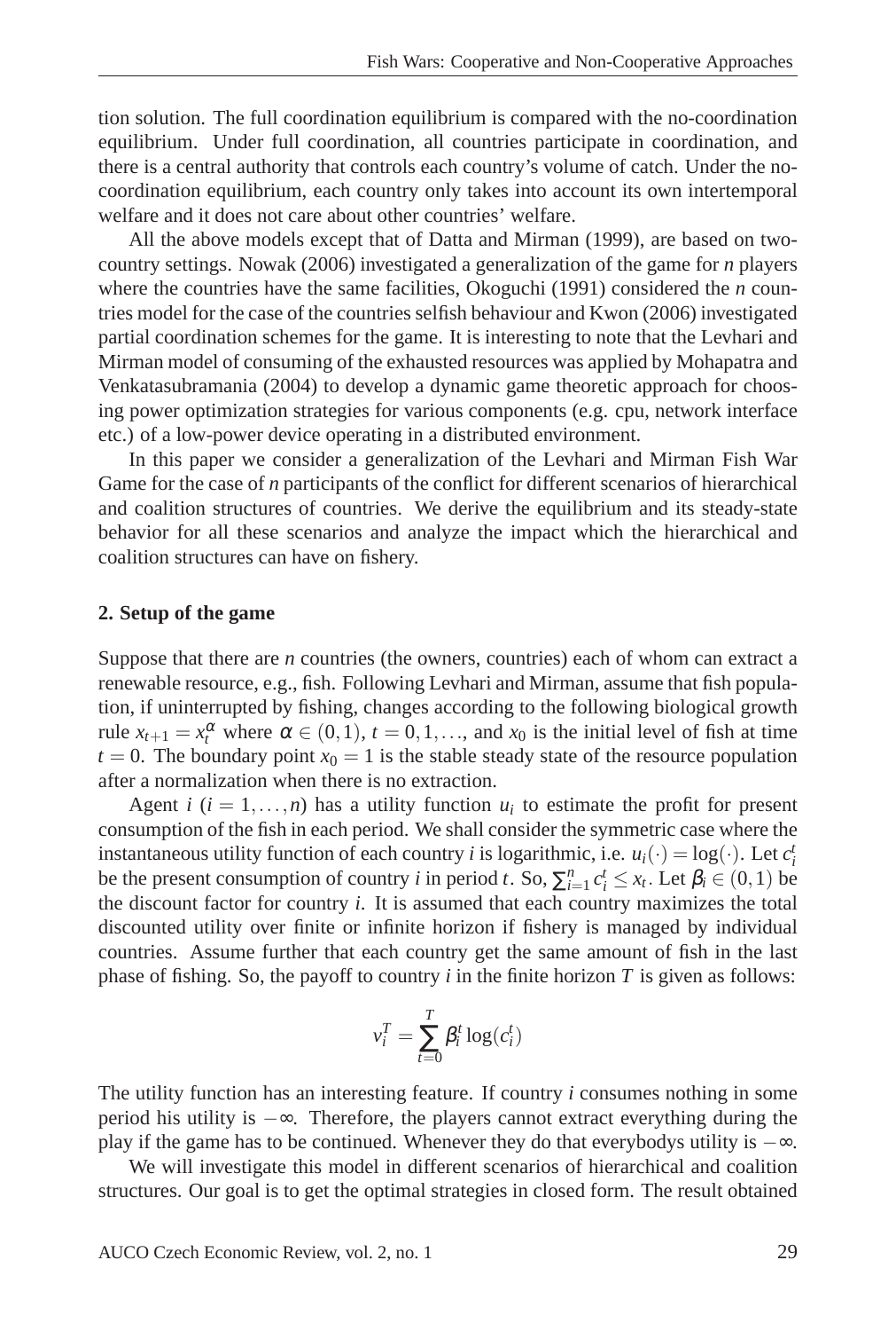tion solution. The full coordination equilibrium is compared with the no-coordination equilibrium. Under full coordination, all countries participate in coordination, and there is a central authority that controls each country's volume of catch. Under the no-coordination equilibrium, each country only takes into account its own intertemporal welfare and it does not care about other countries' welfare.

All the above models except that of Datta and Mirman (1999), are based on two-country settings. Nowak (2006) investigated a generalization of the game for *n* players where the countries have the same facilities, Okoguchi (1991) considered the *n* countries model for the case of the countries selfish behaviour and Kwon (2006) investigated partial coordination schemes for the game. It is interesting to note that the Levhari and Mirman model of consuming of the exhausted resources was applied by Mohapatra and Venkatasubramania (2004) to develop a dynamic game theoretic approach for choosing power optimization strategies for various components (e.g. cpu, network interface etc.) of a low-power device operating in a distributed environment.

In this paper we consider a generalization of the Levhari and Mirman Fish War Game for the case of *n* participants of the conflict for different scenarios of hierarchical and coalition structures of countries. We derive the equilibrium and its steady-state behavior for all these scenarios and analyze the impact which the hierarchical and coalition structures can have on fishery.

## 2. Setup of the game

Suppose that there are *n* countries (the owners, countries) each of whom can extract a renewable resource, e.g., fish. Following Levhari and Mirman, assume that fish population, if uninterrupted by fishing, changes according to the following biological growth rule $x_{t+1} = x_t^{\alpha}$ where $\alpha \in (0,1)$, $t = 0, 1, \ldots$, and $x_0$ is the initial level of fish at time $t = 0$. The boundary point $x_0 = 1$ is the stable steady state of the resource population after a normalization when there is no extraction.

Agent $i$ ($i = 1, \ldots, n$) has a utility function $u_i$ to estimate the profit for present consumption of the fish in each period. We shall consider the symmetric case where the instantaneous utility function of each country $i$ is logarithmic, i.e. $u_i(\cdot) = \log(\cdot)$. Let $c_i^t$ be the present consumption of country $i$ in period $t$. So, $\sum_{i=1}^{n} c_i^t \leq x_t$. Let $\beta_i \in (0,1)$ be the discount factor for country $i$. It is assumed that each country maximizes the total discounted utility over finite or infinite horizon if fishery is managed by individual countries. Assume further that each country get the same amount of fish in the last phase of fishing. So, the payoff to country $i$ in the finite horizon $T$ is given as follows:

$$v_i^T = \sum_{t=0}^{T} \beta_i^t \log(c_i^t)$$

The utility function has an interesting feature. If country $i$ consumes nothing in some period his utility is $-\infty$. Therefore, the players cannot extract everything during the play if the game has to be continued. Whenever they do that everybodys utility is $-\infty$.

We will investigate this model in different scenarios of hierarchical and coalition structures. Our goal is to get the optimal strategies in closed form. The result obtained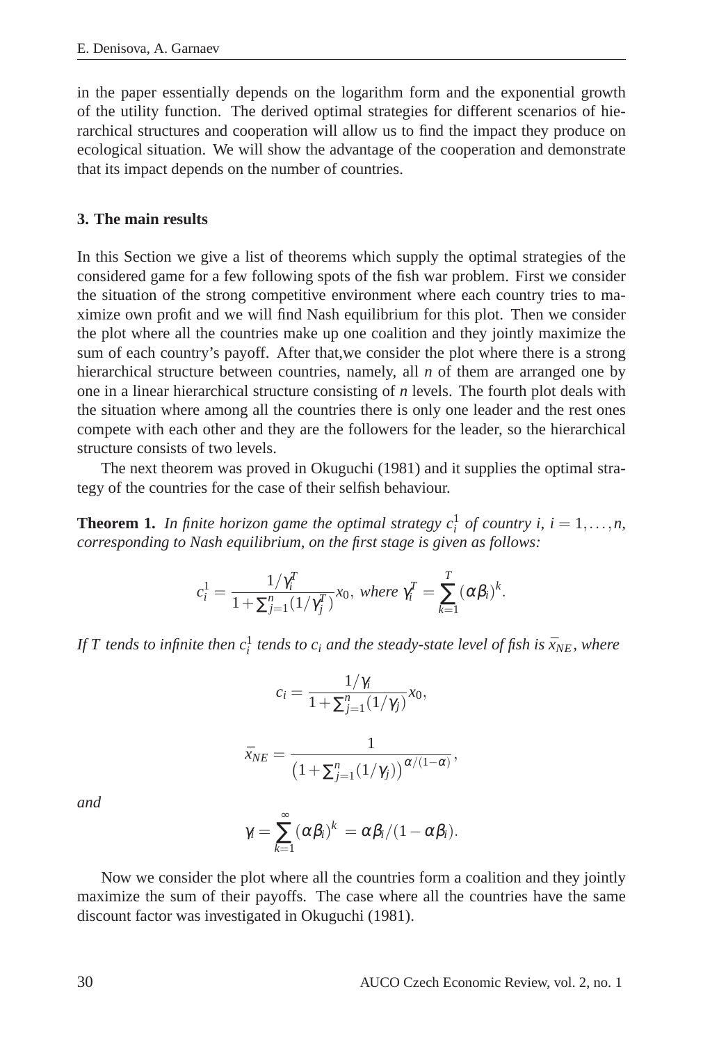in the paper essentially depends on the logarithm form and the exponential growth of the utility function. The derived optimal strategies for different scenarios of hierarchical structures and cooperation will allow us to find the impact they produce on ecological situation. We will show the advantage of the cooperation and demonstrate that its impact depends on the number of countries.

## 3. The main results

In this Section we give a list of theorems which supply the optimal strategies of the considered game for a few following spots of the fish war problem. First we consider the situation of the strong competitive environment where each country tries to maximize own profit and we will find Nash equilibrium for this plot. Then we consider the plot where all the countries make up one coalition and they jointly maximize the sum of each country's payoff. After that,we consider the plot where there is a strong hierarchical structure between countries, namely, all $n$ of them are arranged one by one in a linear hierarchical structure consisting of $n$ levels. The fourth plot deals with the situation where among all the countries there is only one leader and the rest ones compete with each other and they are the followers for the leader, so the hierarchical structure consists of two levels.

The next theorem was proved in Okuguchi (1981) and it supplies the optimal strategy of the countries for the case of their selfish behaviour.

**Theorem 1.** *In finite horizon game the optimal strategy $c_i^1$ of country $i$, $i = 1, \ldots, n$, corresponding to Nash equilibrium, on the first stage is given as follows:*

$$c_i^1 = \frac{1/\gamma_i^T}{1 + \sum_{j=1}^n (1/\gamma_j^T)} x_0, \text{ where } \gamma_i^T = \sum_{k=1}^T (\alpha\beta_i)^k.$$

*If $T$ tends to infinite then $c_i^1$ tends to $c_i$ and the steady-state level of fish is $\bar{x}_{NE}$, where*

$$c_i = \frac{1/\gamma_i}{1 + \sum_{j=1}^n (1/\gamma_j)} x_0,$$

$$\bar{x}_{NE} = \frac{1}{\left(1 + \sum_{j=1}^n (1/\gamma_j)\right)^{\alpha/(1-\alpha)}},$$

*and*

$$\gamma_i = \sum_{k=1}^\infty (\alpha\beta_i)^k = \alpha\beta_i/(1 - \alpha\beta_i).$$

Now we consider the plot where all the countries form a coalition and they jointly maximize the sum of their payoffs. The case where all the countries have the same discount factor was investigated in Okuguchi (1981).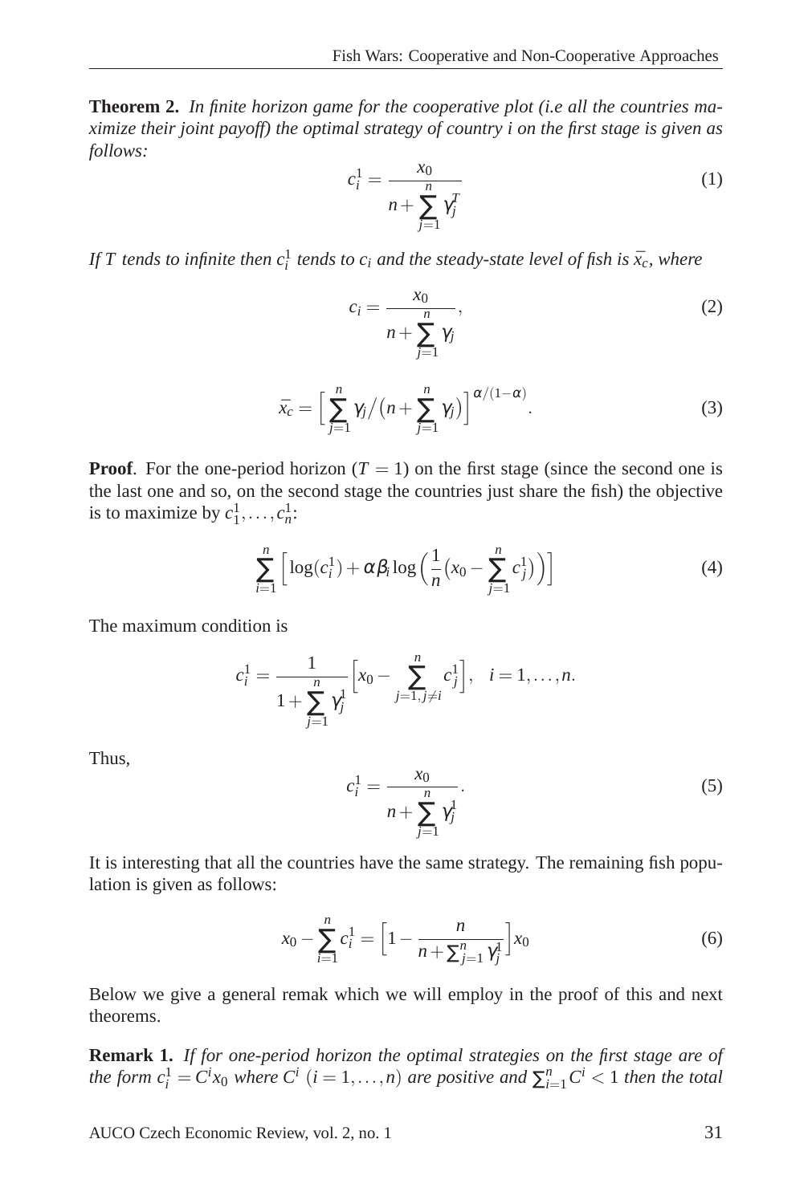**Theorem 2.** *In finite horizon game for the cooperative plot (i.e all the countries maximize their joint payoff) the optimal strategy of country i on the first stage is given as follows:*

$$c_i^1 = \frac{x_0}{n + \sum_{j=1}^{n} \gamma_j^T} \tag{1}$$

*If $T$ tends to infinite then $c_i^1$ tends to $c_i$ and the steady-state level of fish is $\bar{x_c}$, where*

$$c_i = \frac{x_0}{n + \sum_{j=1}^{n} \gamma_j}, \tag{2}$$

$$\bar{x_c} = \Big[ \sum_{j=1}^{n} \gamma_j \big/ \big(n + \sum_{j=1}^{n} \gamma_j\big) \Big]^{\alpha/(1-\alpha)}. \tag{3}$$

**Proof**. For the one-period horizon ($T = 1$) on the first stage (since the second one is the last one and so, on the second stage the countries just share the fish) the objective is to maximize by $c_1^1, \ldots, c_n^1$:

$$\sum_{i=1}^{n} \Big[ \log(c_i^1) + \alpha \beta_i \log \Big( \frac{1}{n} \big(x_0 - \sum_{j=1}^{n} c_j^1\big) \Big) \Big] \tag{4}$$

The maximum condition is

$$c_i^1 = \frac{1}{1 + \sum_{j=1}^{n} \gamma_j^1} \Big[ x_0 - \sum_{j=1, j \neq i}^{n} c_j^1 \Big], \quad i = 1, \ldots, n.$$

Thus,

$$c_i^1 = \frac{x_0}{n + \sum_{j=1}^{n} \gamma_j^1}. \tag{5}$$

It is interesting that all the countries have the same strategy. The remaining fish population is given as follows:

$$x_0 - \sum_{i=1}^{n} c_i^1 = \Big[ 1 - \frac{n}{n + \sum_{j=1}^{n} \gamma_j^1} \Big] x_0 \tag{6}$$

Below we give a general remak which we will employ in the proof of this and next theorems.

**Remark 1.** *If for one-period horizon the optimal strategies on the first stage are of the form $c_i^1 = C^i x_0$ where $C^i$ $(i = 1, \ldots, n)$ are positive and $\sum_{i=1}^{n} C^i < 1$ then the total*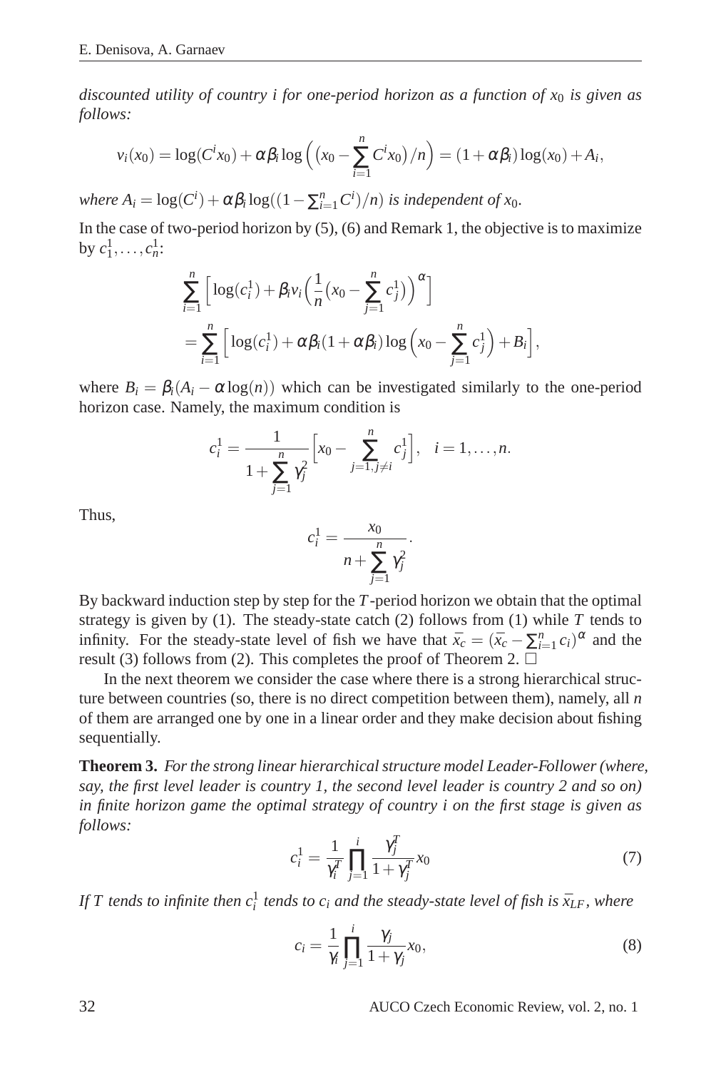*discounted utility of country $i$ for one-period horizon as a function of $x_0$ is given as follows:*

$$v_i(x_0) = \log(C^i x_0) + \alpha\beta_i \log\Big(\big(x_0 - \sum_{i=1}^{n} C^i x_0\big)/n\Big) = (1+\alpha\beta_i)\log(x_0) + A_i,$$

*where $A_i = \log(C^i) + \alpha\beta_i \log((1 - \sum_{i=1}^{n} C^i)/n)$ is independent of $x_0$.*

In the case of two-period horizon by (5), (6) and Remark 1, the objective is to maximize by $c_1^1, \dots, c_n^1$:

$$\begin{aligned}
&\sum_{i=1}^{n}\Big[\log(c_i^1) + \beta_i v_i\Big(\frac{1}{n}\big(x_0 - \sum_{j=1}^{n} c_j^1\big)\Big)^{\alpha}\Big] \\
&= \sum_{i=1}^{n}\Big[\log(c_i^1) + \alpha\beta_i(1+\alpha\beta_i)\log\Big(x_0 - \sum_{j=1}^{n} c_j^1\Big) + B_i\Big],
\end{aligned}$$

where $B_i = \beta_i(A_i - \alpha\log(n))$ which can be investigated similarly to the one-period horizon case. Namely, the maximum condition is

$$c_i^1 = \frac{1}{1+\sum_{j=1}^{n}\gamma_j^2}\Big[x_0 - \sum_{j=1, j\neq i}^{n} c_j^1\Big], \quad i = 1, \dots, n.$$

Thus,

$$c_i^1 = \frac{x_0}{n + \sum_{j=1}^{n}\gamma_j^2}.$$

By backward induction step by step for the $T$-period horizon we obtain that the optimal strategy is given by (1). The steady-state catch (2) follows from (1) while $T$ tends to infinity. For the steady-state level of fish we have that $\bar{x}_c = (\bar{x}_c - \sum_{i=1}^{n} c_i)^{\alpha}$ and the result (3) follows from (2). This completes the proof of Theorem 2. $\Box$

In the next theorem we consider the case where there is a strong hierarchical structure between countries (so, there is no direct competition between them), namely, all $n$ of them are arranged one by one in a linear order and they make decision about fishing sequentially.

**Theorem 3.** *For the strong linear hierarchical structure model Leader-Follower (where, say, the first level leader is country 1, the second level leader is country 2 and so on) in finite horizon game the optimal strategy of country $i$ on the first stage is given as follows:*

$$c_i^1 = \frac{1}{\gamma_i^T}\prod_{j=1}^{i}\frac{\gamma_j^T}{1+\gamma_j^T}x_0 \tag{7}$$

*If $T$ tends to infinite then $c_i^1$ tends to $c_i$ and the steady-state level of fish is $\bar{x}_{LF}$, where*

$$c_i = \frac{1}{\gamma_i}\prod_{j=1}^{i}\frac{\gamma_j}{1+\gamma_j}x_0, \tag{8}$$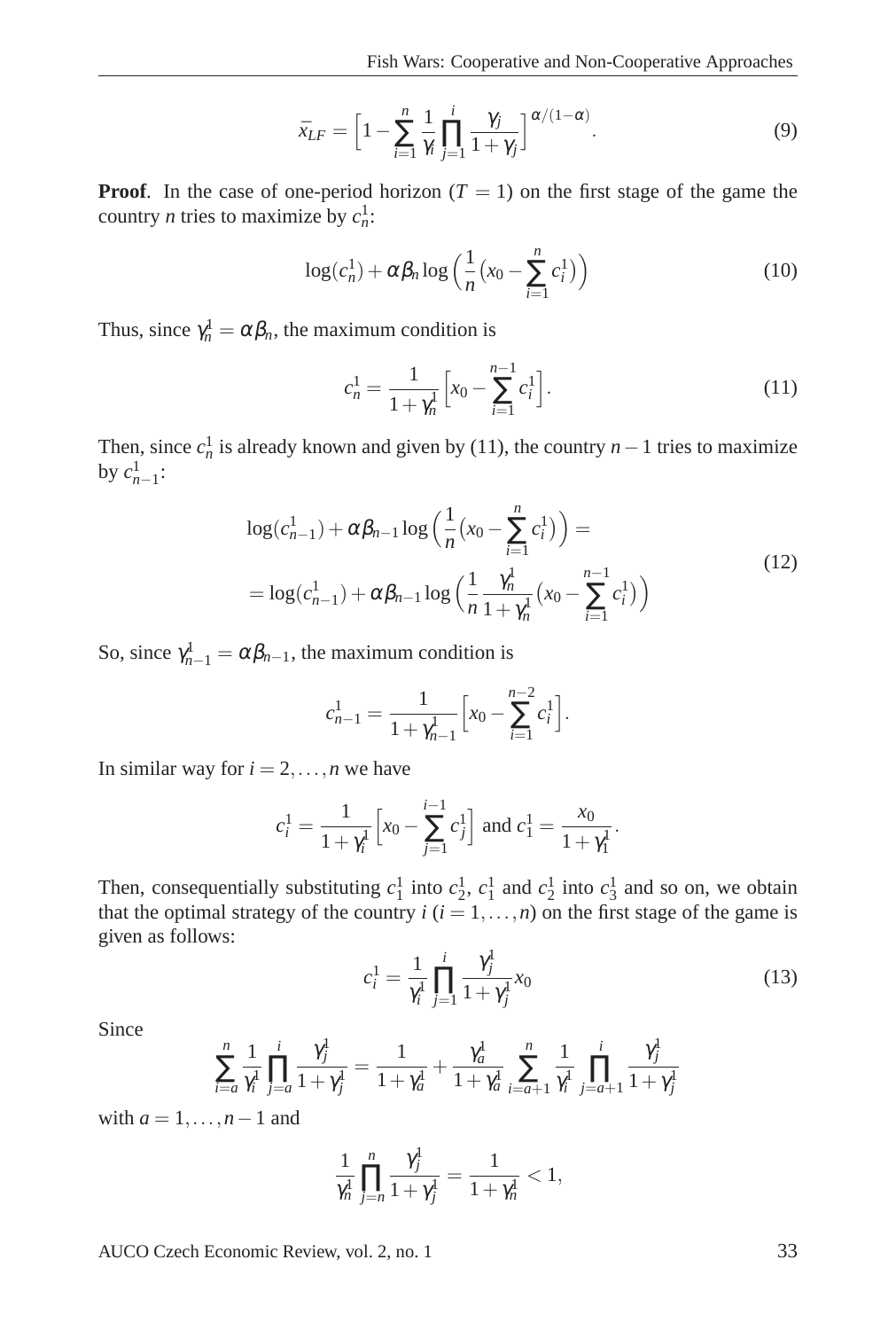$$\bar{x}_{LF} = \Big[1 - \sum_{i=1}^{n} \frac{1}{\gamma_i} \prod_{j=1}^{i} \frac{\gamma_j}{1+\gamma_j}\Big]^{\alpha/(1-\alpha)}. \tag{9}$$

**Proof**. In the case of one-period horizon ($T = 1$) on the first stage of the game the country $n$ tries to maximize by $c_n^1$:

$$\log(c_n^1) + \alpha\beta_n \log\Big(\frac{1}{n}\big(x_0 - \sum_{i=1}^{n} c_i^1\big)\Big) \tag{10}$$

Thus, since $\gamma_n^1 = \alpha\beta_n$, the maximum condition is

$$c_n^1 = \frac{1}{1+\gamma_n^1}\Big[x_0 - \sum_{i=1}^{n-1} c_i^1\Big]. \tag{11}$$

Then, since $c_n^1$ is already known and given by (11), the country $n-1$ tries to maximize by $c_{n-1}^1$:

$$\begin{aligned} &\log(c_{n-1}^1) + \alpha\beta_{n-1} \log\Big(\frac{1}{n}\big(x_0 - \sum_{i=1}^{n} c_i^1\big)\Big) = \\ &= \log(c_{n-1}^1) + \alpha\beta_{n-1} \log\Big(\frac{1}{n}\frac{\gamma_n^1}{1+\gamma_n^1}\big(x_0 - \sum_{i=1}^{n-1} c_i^1\big)\Big) \end{aligned} \tag{12}$$

So, since $\gamma_{n-1}^1 = \alpha\beta_{n-1}$, the maximum condition is

$$c_{n-1}^1 = \frac{1}{1+\gamma_{n-1}^1}\Big[x_0 - \sum_{i=1}^{n-2} c_i^1\Big].$$

In similar way for $i = 2, \ldots, n$ we have

$$c_i^1 = \frac{1}{1+\gamma_i^1}\Big[x_0 - \sum_{j=1}^{i-1} c_j^1\Big] \text{ and } c_1^1 = \frac{x_0}{1+\gamma_1^1}.$$

Then, consequentially substituting $c_1^1$ into $c_2^1$, $c_1^1$ and $c_2^1$ into $c_3^1$ and so on, we obtain that the optimal strategy of the country $i$ ($i = 1, \ldots, n$) on the first stage of the game is given as follows:

$$c_i^1 = \frac{1}{\gamma_i^1} \prod_{j=1}^{i} \frac{\gamma_j^1}{1+\gamma_j^1} x_0 \tag{13}$$

Since

$$\sum_{i=a}^{n} \frac{1}{\gamma_i^1} \prod_{j=a}^{i} \frac{\gamma_j^1}{1+\gamma_j^1} = \frac{1}{1+\gamma_a^1} + \frac{\gamma_a^1}{1+\gamma_a^1} \sum_{i=a+1}^{n} \frac{1}{\gamma_i^1} \prod_{j=a+1}^{i} \frac{\gamma_j^1}{1+\gamma_j^1}$$

with $a = 1, \ldots, n-1$ and

$$\frac{1}{\gamma_n^1} \prod_{j=n}^{n} \frac{\gamma_j^1}{1+\gamma_j^1} = \frac{1}{1+\gamma_n^1} < 1,$$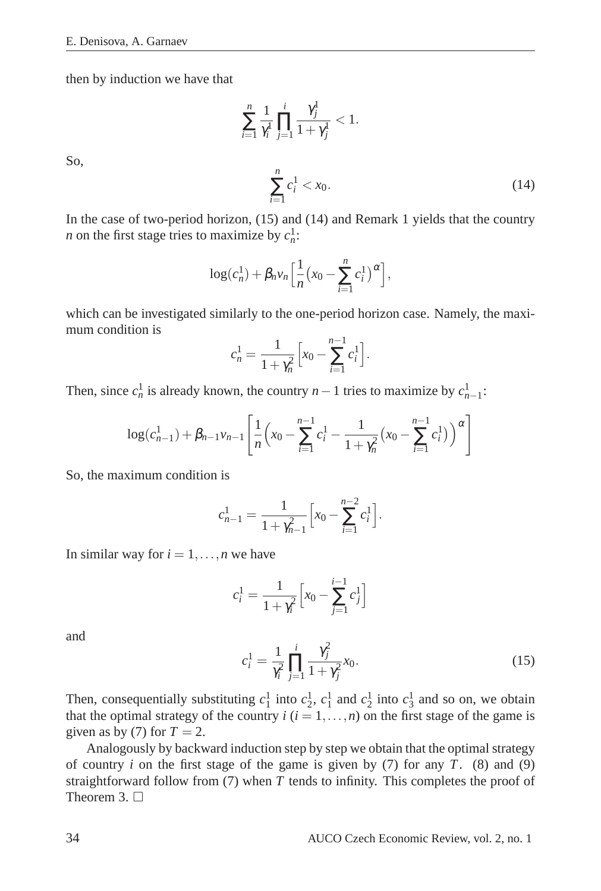then by induction we have that

$$\sum_{i=1}^{n} \frac{1}{\gamma_i^1} \prod_{j=1}^{i} \frac{\gamma_j^1}{1+\gamma_j^1} < 1.$$

So,

$$\sum_{i=1}^{n} c_i^1 < x_0. \tag{14}$$

In the case of two-period horizon, (15) and (14) and Remark 1 yields that the country $n$ on the first stage tries to maximize by $c_n^1$:

$$\log(c_n^1) + \beta_n v_n \Big[ \frac{1}{n} \big( x_0 - \sum_{i=1}^{n} c_i^1 \big)^{\alpha} \Big],$$

which can be investigated similarly to the one-period horizon case. Namely, the maximum condition is

$$c_n^1 = \frac{1}{1+\gamma_n^2} \Big[ x_0 - \sum_{i=1}^{n-1} c_i^1 \Big].$$

Then, since $c_n^1$ is already known, the country $n-1$ tries to maximize by $c_{n-1}^1$:

$$\log(c_{n-1}^1) + \beta_{n-1} v_{n-1} \left[ \frac{1}{n} \Big( x_0 - \sum_{i=1}^{n-1} c_i^1 - \frac{1}{1+\gamma_n^2} \big( x_0 - \sum_{i=1}^{n-1} c_i^1 \big) \Big)^{\alpha} \right]$$

So, the maximum condition is

$$c_{n-1}^1 = \frac{1}{1+\gamma_{n-1}^2} \Big[ x_0 - \sum_{i=1}^{n-2} c_i^1 \Big].$$

In similar way for $i = 1, \ldots, n$ we have

$$c_i^1 = \frac{1}{1+\gamma_i^2} \Big[ x_0 - \sum_{j=1}^{i-1} c_j^1 \Big]$$

and

$$c_i^1 = \frac{1}{\gamma_i^2} \prod_{j=1}^{i} \frac{\gamma_j^2}{1+\gamma_j^2} x_0. \tag{15}$$

Then, consequentially substituting $c_1^1$ into $c_2^1$, $c_1^1$ and $c_2^1$ into $c_3^1$ and so on, we obtain that the optimal strategy of the country $i$ ($i = 1, \ldots, n$) on the first stage of the game is given as by (7) for $T = 2$.

Analogously by backward induction step by step we obtain that the optimal strategy of country $i$ on the first stage of the game is given by (7) for any $T$. (8) and (9) straightforward follow from (7) when $T$ tends to infinity. This completes the proof of Theorem 3. □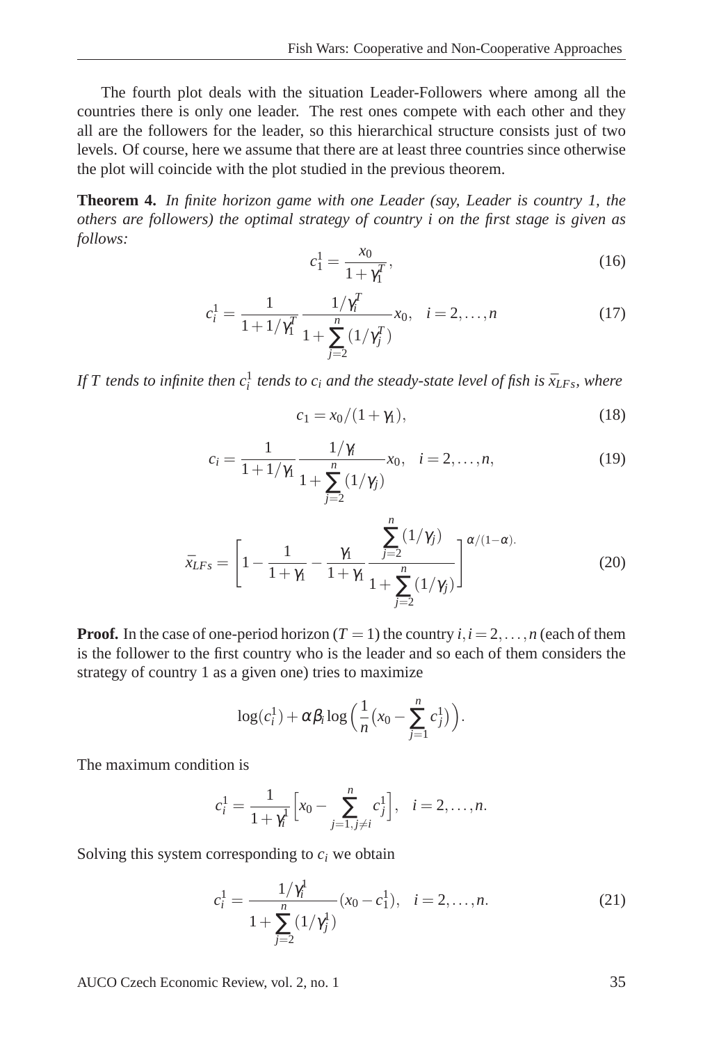The fourth plot deals with the situation Leader-Followers where among all the countries there is only one leader. The rest ones compete with each other and they all are the followers for the leader, so this hierarchical structure consists just of two levels. Of course, here we assume that there are at least three countries since otherwise the plot will coincide with the plot studied in the previous theorem.

**Theorem 4.** *In finite horizon game with one Leader (say, Leader is country 1, the others are followers) the optimal strategy of country $i$ on the first stage is given as follows:*

$$c_1^1 = \frac{x_0}{1+\gamma_1^T}, \tag{16}$$

$$c_i^1 = \frac{1}{1+1/\gamma_1^T} \frac{1/\gamma_i^T}{1+\sum_{j=2}^{n}(1/\gamma_j^T)} x_0, \quad i = 2, \ldots, n \tag{17}$$

*If $T$ tends to infinite then $c_i^1$ tends to $c_i$ and the steady-state level of fish is $\bar{x}_{LFs}$, where*

$$c_1 = x_0/(1+\gamma_1), \tag{18}$$

$$c_i = \frac{1}{1+1/\gamma_1} \frac{1/\gamma_i}{1+\sum_{j=2}^{n}(1/\gamma_j)} x_0, \quad i = 2, \ldots, n, \tag{19}$$

$$\bar{x}_{LFs} = \left[1 - \frac{1}{1+\gamma_1} - \frac{\gamma_1}{1+\gamma_1} \frac{\sum_{j=2}^{n}(1/\gamma_j)}{1+\sum_{j=2}^{n}(1/\gamma_j)}\right]^{\alpha/(1-\alpha)}. \tag{20}$$

**Proof.** In the case of one-period horizon ($T = 1$) the country $i, i = 2, \ldots, n$ (each of them is the follower to the first country who is the leader and so each of them considers the strategy of country 1 as a given one) tries to maximize

$$\log(c_i^1) + \alpha\beta_i \log\Big(\frac{1}{n}\big(x_0 - \sum_{j=1}^{n} c_j^1\big)\Big).$$

The maximum condition is

$$c_i^1 = \frac{1}{1+\gamma_i^1}\Big[x_0 - \sum_{j=1, j\neq i}^{n} c_j^1\Big], \quad i = 2, \ldots, n.$$

Solving this system corresponding to $c_i$ we obtain

$$c_i^1 = \frac{1/\gamma_i^1}{1+\sum_{j=2}^{n}(1/\gamma_j^1)}(x_0 - c_1^1), \quad i = 2, \ldots, n. \tag{21}$$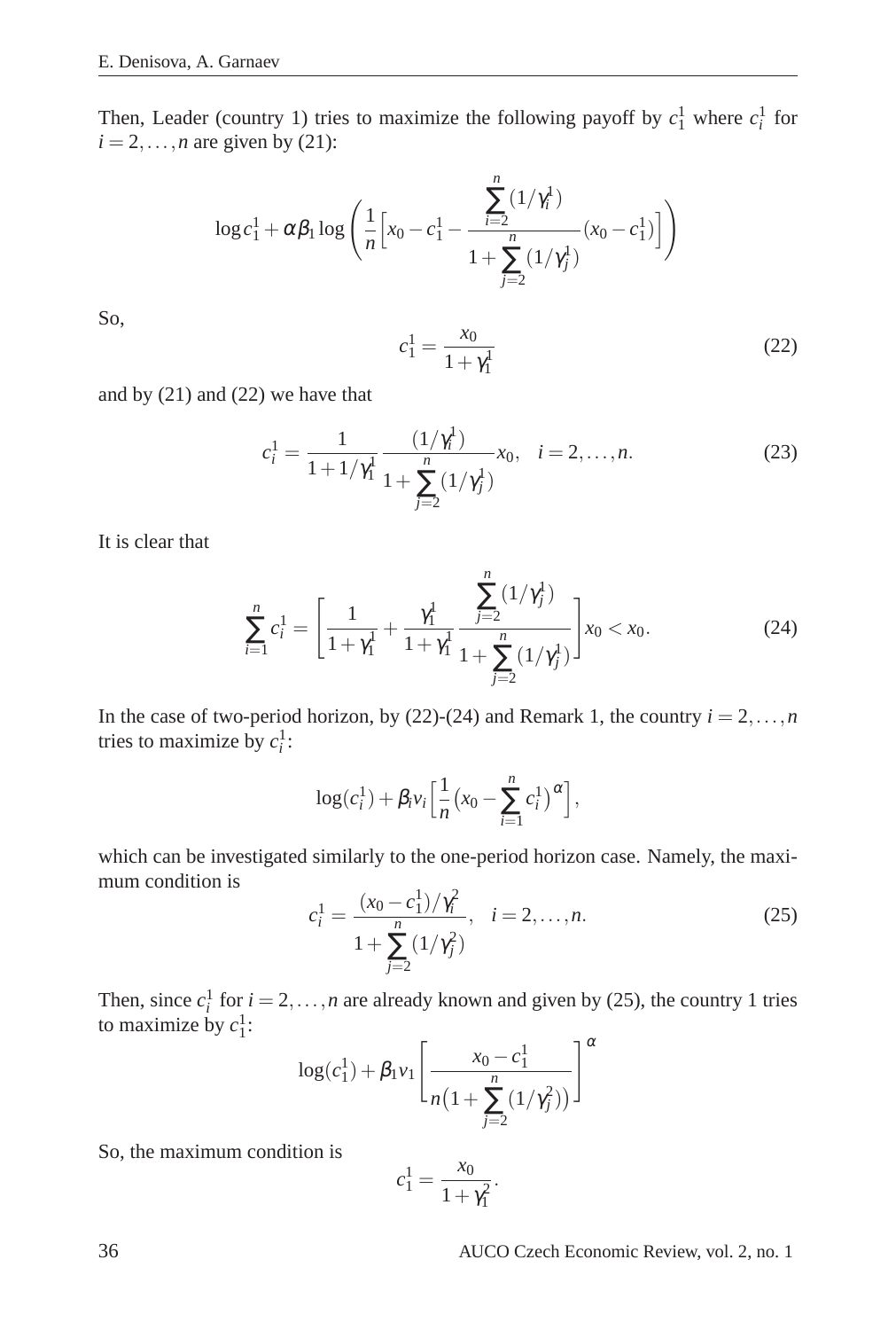Then, Leader (country 1) tries to maximize the following payoff by $c_1^1$ where $c_i^1$ for $i = 2, \dots, n$ are given by (21):

$$\log c_1^1 + \alpha\beta_1 \log\left(\frac{1}{n}\left[x_0 - c_1^1 - \frac{\sum_{i=2}^{n}(1/\gamma_i^1)}{1 + \sum_{j=2}^{n}(1/\gamma_j^1)}(x_0 - c_1^1)\right]\right)$$

So,

$$c_1^1 = \frac{x_0}{1 + \gamma_1^1} \tag{22}$$

and by (21) and (22) we have that

$$c_i^1 = \frac{1}{1 + 1/\gamma_1^1} \frac{(1/\gamma_i^1)}{1 + \sum_{j=2}^{n}(1/\gamma_j^1)} x_0, \quad i = 2, \dots, n. \tag{23}$$

It is clear that

$$\sum_{i=1}^{n} c_i^1 = \left[\frac{1}{1 + \gamma_1^1} + \frac{\gamma_1^1}{1 + \gamma_1^1} \frac{\sum_{j=2}^{n}(1/\gamma_j^1)}{1 + \sum_{j=2}^{n}(1/\gamma_j^1)}\right] x_0 < x_0. \tag{24}$$

In the case of two-period horizon, by (22)-(24) and Remark 1, the country $i = 2, \dots, n$ tries to maximize by $c_i^1$:

$$\log(c_i^1) + \beta_i v_i \left[\frac{1}{n}\left(x_0 - \sum_{i=1}^{n} c_i^1\right)^{\alpha}\right],$$

which can be investigated similarly to the one-period horizon case. Namely, the maximum condition is

$$c_i^1 = \frac{(x_0 - c_1^1)/\gamma_i^2}{1 + \sum_{j=2}^{n}(1/\gamma_j^2)}, \quad i = 2, \dots, n. \tag{25}$$

Then, since $c_i^1$ for $i = 2, \dots, n$ are already known and given by (25), the country 1 tries to maximize by $c_1^1$:

$$\log(c_1^1) + \beta_1 v_1 \left[\frac{x_0 - c_1^1}{n\left(1 + \sum_{j=2}^{n}(1/\gamma_j^2)\right)}\right]^{\alpha}$$

So, the maximum condition is

$$c_1^1 = \frac{x_0}{1 + \gamma_1^2}.$$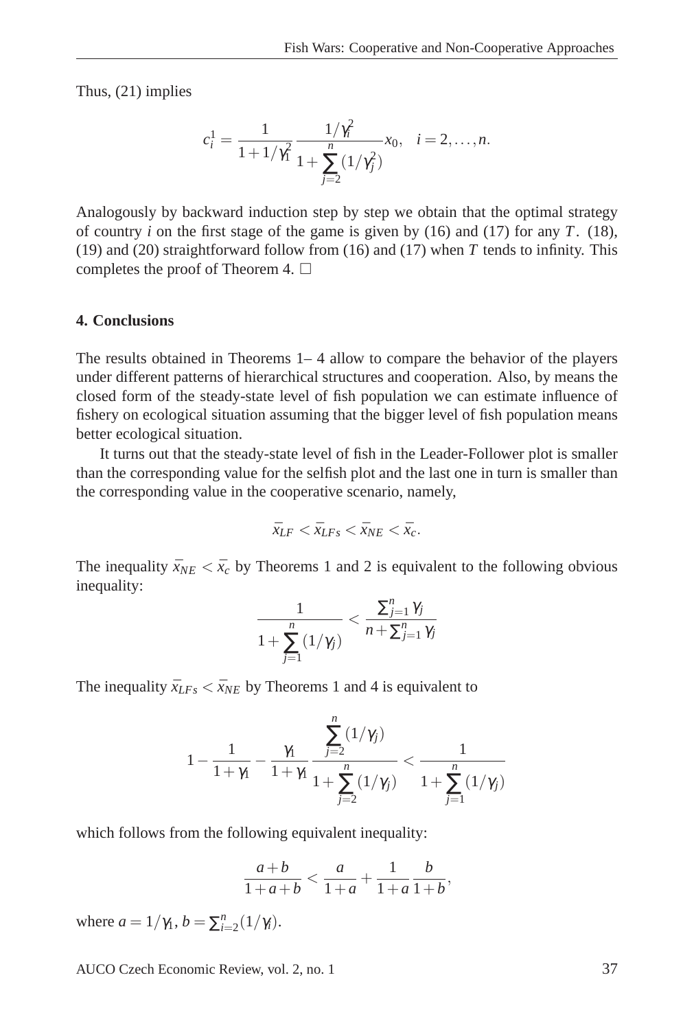Thus, (21) implies

$$c_i^1 = \frac{1}{1+1/\gamma_1^2} \frac{1/\gamma_i^2}{1+\sum\limits_{j=2}^{n}(1/\gamma_j^2)} x_0, \quad i = 2,\ldots,n.$$

Analogously by backward induction step by step we obtain that the optimal strategy of country $i$ on the first stage of the game is given by (16) and (17) for any $T$. (18), (19) and (20) straightforward follow from (16) and (17) when $T$ tends to infinity. This completes the proof of Theorem 4. □

## 4. Conclusions

The results obtained in Theorems 1– 4 allow to compare the behavior of the players under different patterns of hierarchical structures and cooperation. Also, by means the closed form of the steady-state level of fish population we can estimate influence of fishery on ecological situation assuming that the bigger level of fish population means better ecological situation.

It turns out that the steady-state level of fish in the Leader-Follower plot is smaller than the corresponding value for the selfish plot and the last one in turn is smaller than the corresponding value in the cooperative scenario, namely,

$$\bar{x}_{LF} < \bar{x}_{LFs} < \bar{x}_{NE} < \bar{x}_c.$$

The inequality $\bar{x}_{NE} < \bar{x}_c$ by Theorems 1 and 2 is equivalent to the following obvious inequality:

$$\frac{1}{1+\sum\limits_{j=1}^{n}(1/\gamma_j)} < \frac{\sum_{j=1}^{n}\gamma_j}{n+\sum_{j=1}^{n}\gamma_j}$$

The inequality $\bar{x}_{LFs} < \bar{x}_{NE}$ by Theorems 1 and 4 is equivalent to

$$1 - \frac{1}{1+\gamma_1} - \frac{\gamma_1}{1+\gamma_1} \frac{\sum\limits_{j=2}^{n}(1/\gamma_j)}{1+\sum\limits_{j=2}^{n}(1/\gamma_j)} < \frac{1}{1+\sum\limits_{j=1}^{n}(1/\gamma_j)}$$

which follows from the following equivalent inequality:

$$\frac{a+b}{1+a+b} < \frac{a}{1+a} + \frac{1}{1+a}\frac{b}{1+b},$$

where $a = 1/\gamma_1$, $b = \sum_{i=2}^{n}(1/\gamma_i)$.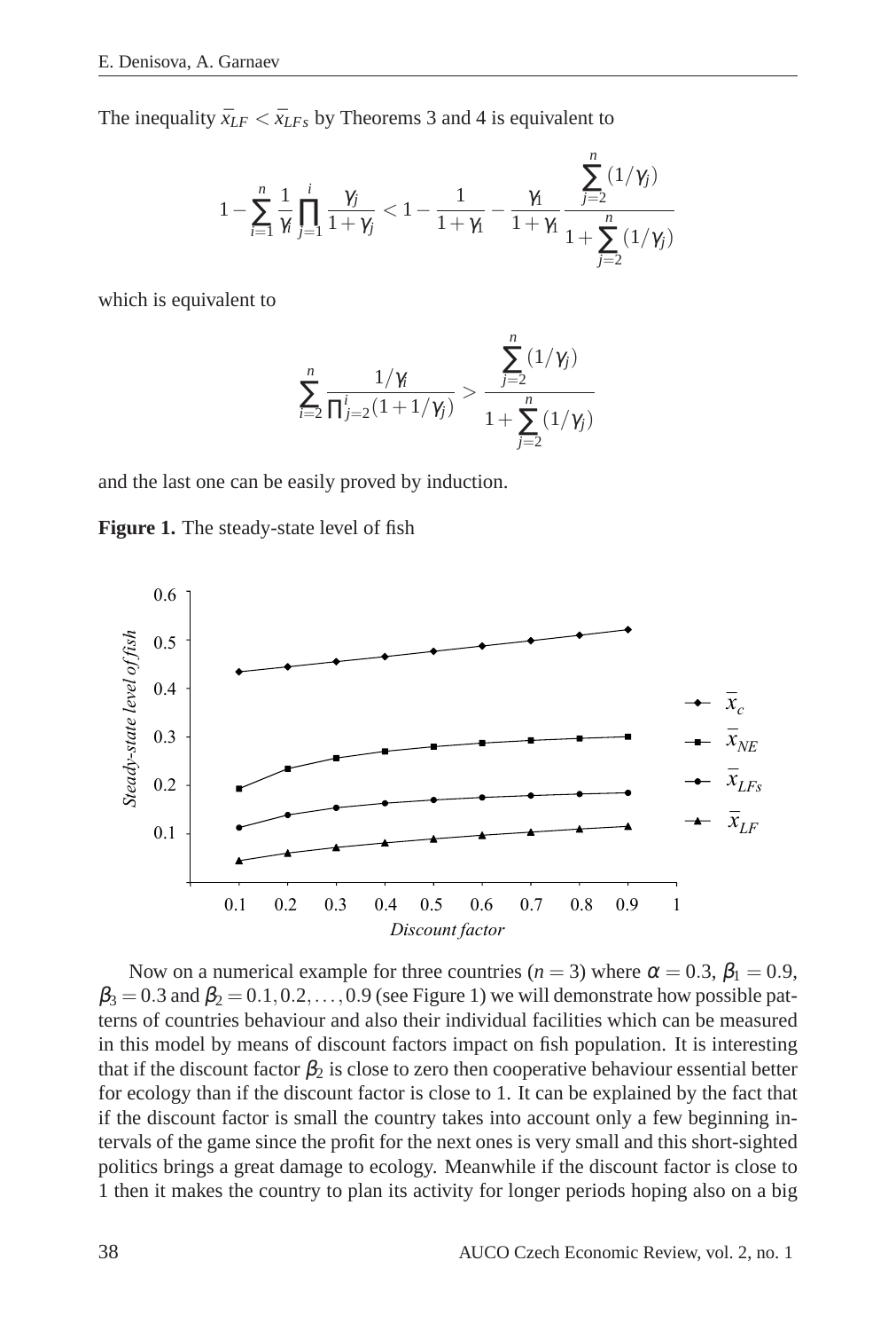The inequality $\bar{x}_{LF} < \bar{x}_{LFs}$ by Theorems 3 and 4 is equivalent to

$$1 - \sum_{i=1}^{n} \frac{1}{\gamma_i} \prod_{j=1}^{i} \frac{\gamma_j}{1+\gamma_j} < 1 - \frac{1}{1+\gamma_1} - \frac{\gamma_1}{1+\gamma_1} \frac{\sum_{j=2}^{n} (1/\gamma_j)}{1 + \sum_{j=2}^{n} (1/\gamma_j)}$$

which is equivalent to

$$\sum_{i=2}^{n} \frac{1/\gamma_i}{\prod_{j=2}^{i} (1+1/\gamma_j)} > \frac{\sum_{j=2}^{n} (1/\gamma_j)}{1 + \sum_{j=2}^{n} (1/\gamma_j)}$$

and the last one can be easily proved by induction.

**Figure 1.** The steady-state level of fish

Now on a numerical example for three countries ($n = 3$) where $\alpha = 0.3$, $\beta_1 = 0.9$, $\beta_3 = 0.3$ and $\beta_2 = 0.1, 0.2, \ldots, 0.9$ (see Figure 1) we will demonstrate how possible patterns of countries behaviour and also their individual facilities which can be measured in this model by means of discount factors impact on fish population. It is interesting that if the discount factor $\beta_2$ is close to zero then cooperative behaviour essential better for ecology than if the discount factor is close to 1. It can be explained by the fact that if the discount factor is small the country takes into account only a few beginning intervals of the game since the profit for the next ones is very small and this short-sighted politics brings a great damage to ecology. Meanwhile if the discount factor is close to 1 then it makes the country to plan its activity for longer periods hoping also on a big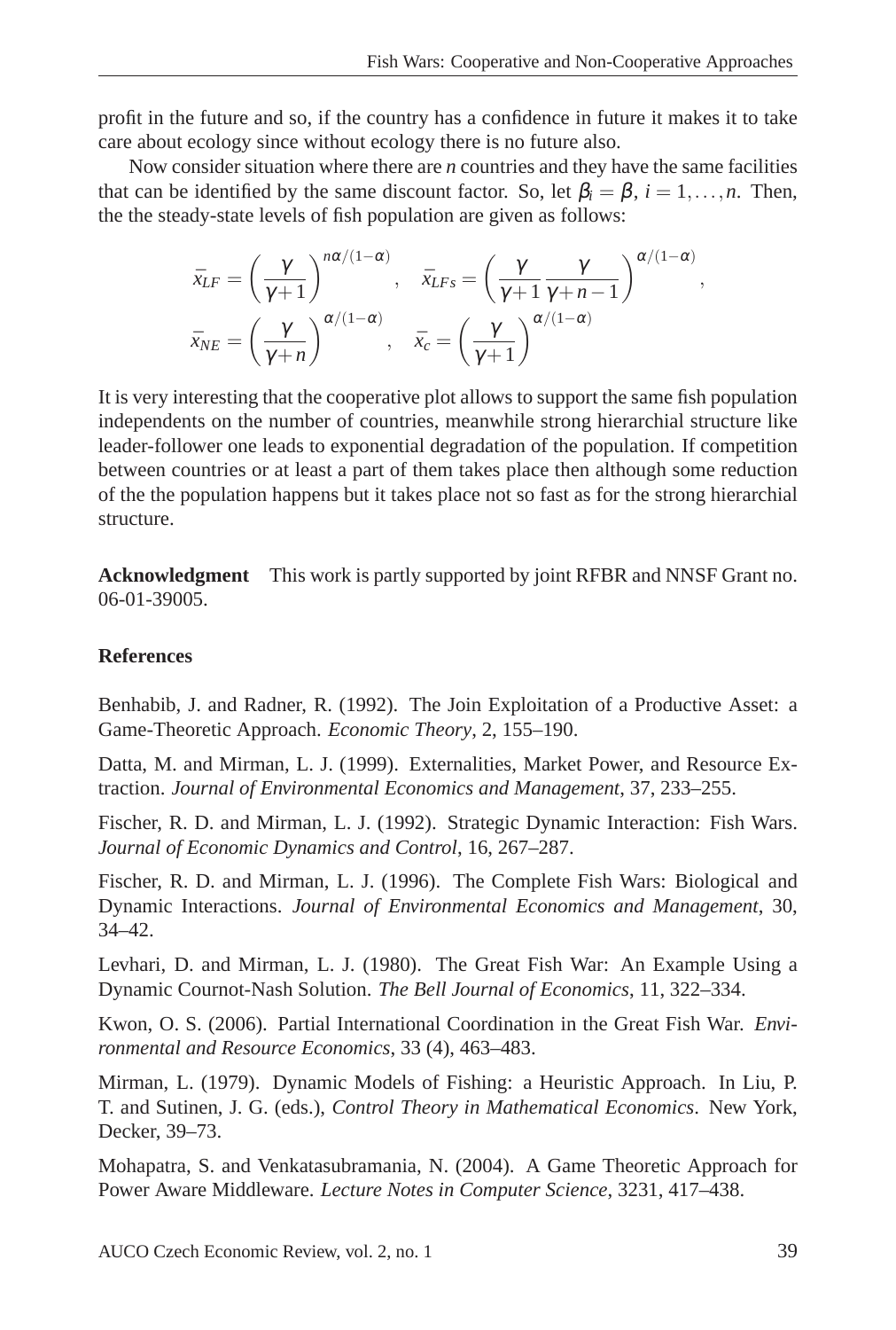profit in the future and so, if the country has a confidence in future it makes it to take care about ecology since without ecology there is no future also.

Now consider situation where there are $n$ countries and they have the same facilities that can be identified by the same discount factor. So, let $\beta_i = \beta$, $i = 1, \ldots, n$. Then, the the steady-state levels of fish population are given as follows:

$$\bar{x}_{LF} = \left(\frac{\gamma}{\gamma+1}\right)^{n\alpha/(1-\alpha)}, \quad \bar{x}_{LFs} = \left(\frac{\gamma}{\gamma+1}\frac{\gamma}{\gamma+n-1}\right)^{\alpha/(1-\alpha)},$$
$$\bar{x}_{NE} = \left(\frac{\gamma}{\gamma+n}\right)^{\alpha/(1-\alpha)}, \quad \bar{x}_{c} = \left(\frac{\gamma}{\gamma+1}\right)^{\alpha/(1-\alpha)}$$

It is very interesting that the cooperative plot allows to support the same fish population independents on the number of countries, meanwhile strong hierarchial structure like leader-follower one leads to exponential degradation of the population. If competition between countries or at least a part of them takes place then although some reduction of the the population happens but it takes place not so fast as for the strong hierarchial structure.

**Acknowledgment** This work is partly supported by joint RFBR and NNSF Grant no. 06-01-39005.

## References

Benhabib, J. and Radner, R. (1992). The Join Exploitation of a Productive Asset: a Game-Theoretic Approach. *Economic Theory*, 2, 155–190.

Datta, M. and Mirman, L. J. (1999). Externalities, Market Power, and Resource Extraction. *Journal of Environmental Economics and Management*, 37, 233–255.

Fischer, R. D. and Mirman, L. J. (1992). Strategic Dynamic Interaction: Fish Wars. *Journal of Economic Dynamics and Control*, 16, 267–287.

Fischer, R. D. and Mirman, L. J. (1996). The Complete Fish Wars: Biological and Dynamic Interactions. *Journal of Environmental Economics and Management*, 30, 34–42.

Levhari, D. and Mirman, L. J. (1980). The Great Fish War: An Example Using a Dynamic Cournot-Nash Solution. *The Bell Journal of Economics*, 11, 322–334.

Kwon, O. S. (2006). Partial International Coordination in the Great Fish War. *Environmental and Resource Economics*, 33 (4), 463–483.

Mirman, L. (1979). Dynamic Models of Fishing: a Heuristic Approach. In Liu, P. T. and Sutinen, J. G. (eds.), *Control Theory in Mathematical Economics*. New York, Decker, 39–73.

Mohapatra, S. and Venkatasubramania, N. (2004). A Game Theoretic Approach for Power Aware Middleware. *Lecture Notes in Computer Science*, 3231, 417–438.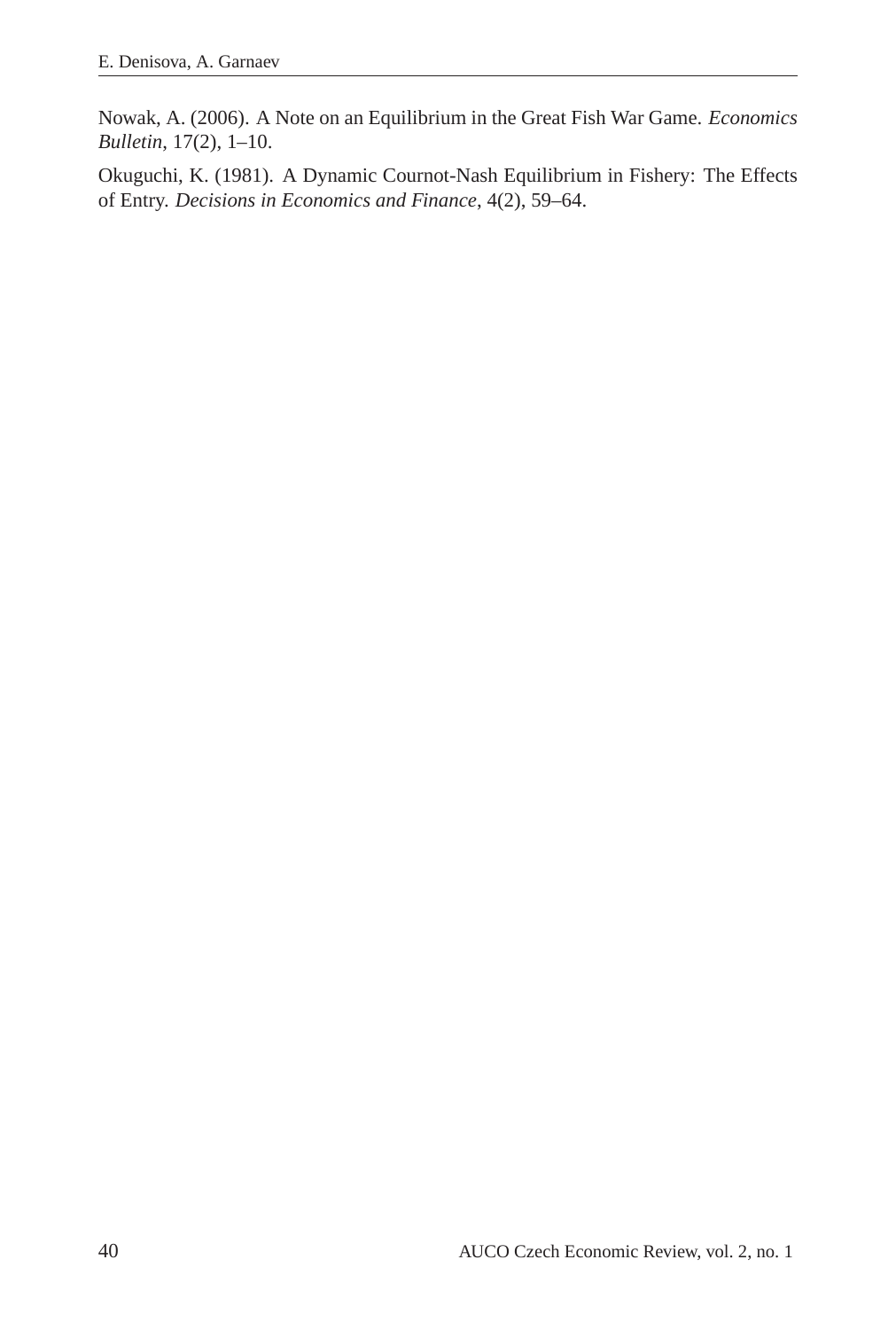Nowak, A. (2006). A Note on an Equilibrium in the Great Fish War Game. *Economics Bulletin*, 17(2), 1–10.

Okuguchi, K. (1981). A Dynamic Cournot-Nash Equilibrium in Fishery: The Effects of Entry. *Decisions in Economics and Finance*, 4(2), 59–64.